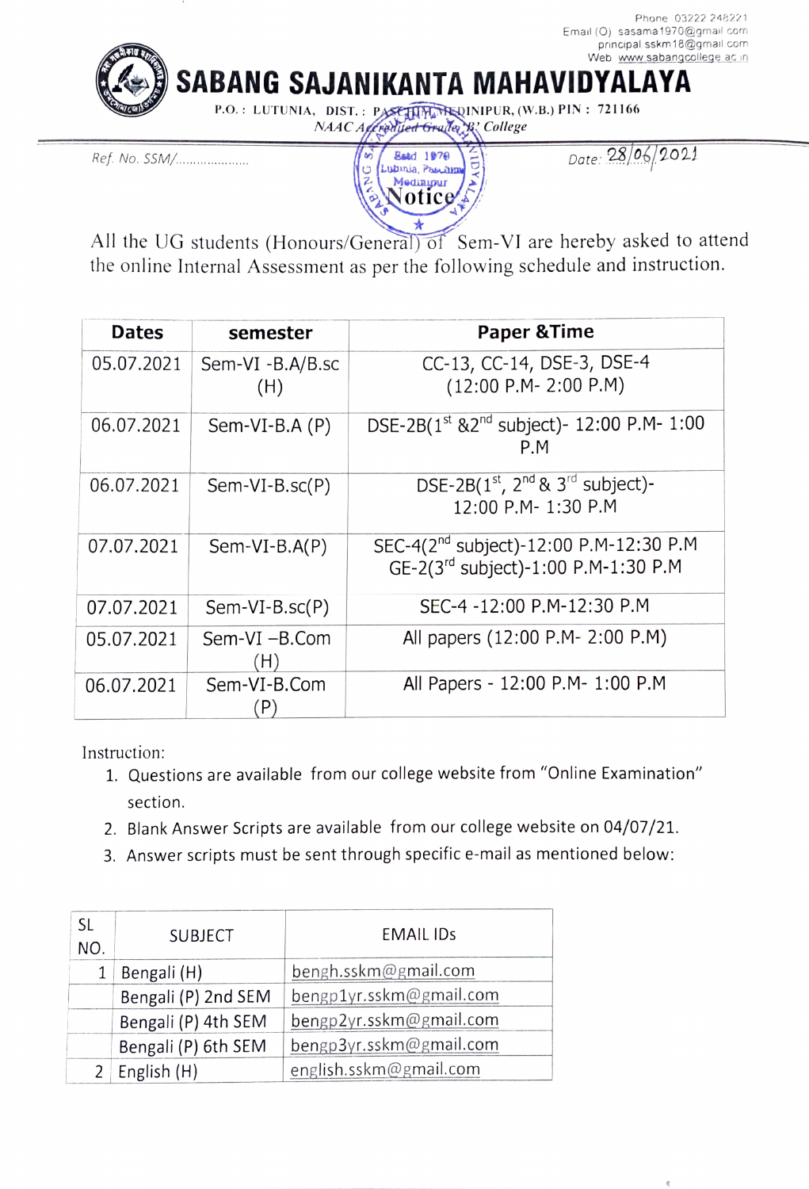Phone 03222 248221
Email (O) sasama1970@gmail.com
principal.sskm18@gmail.com
Web www.sabangcollege.ac.in

# SABANG SAJANIKANTA MAHAVIDYALAYA

P.O. : LUTUNIA, DIST. : PASCHIM MEDINIPUR, (W.B.) PIN : 721166

*NAAC Accredited Grade 'B' College*

Ref. No. SSM/.....................

Date: 28/06/2021

## Notice

All the UG students (Honours/General) of Sem-VI are hereby asked to attend the online Internal Assessment as per the following schedule and instruction.

| Dates | semester | Paper &Time |
|---|---|---|
| 05.07.2021 | Sem-VI -B.A/B.sc (H) | CC-13, CC-14, DSE-3, DSE-4 (12:00 P.M- 2:00 P.M) |
| 06.07.2021 | Sem-VI-B.A (P) | DSE-2B(1st &2nd subject)- 12:00 P.M- 1:00 P.M |
| 06.07.2021 | Sem-VI-B.sc(P) | DSE-2B(1st, 2nd & 3rd subject)- 12:00 P.M- 1:30 P.M |
| 07.07.2021 | Sem-VI-B.A(P) | SEC-4(2nd subject)-12:00 P.M-12:30 P.M<br>GE-2(3rd subject)-1:00 P.M-1:30 P.M |
| 07.07.2021 | Sem-VI-B.sc(P) | SEC-4 -12:00 P.M-12:30 P.M |
| 05.07.2021 | Sem-VI –B.Com (H) | All papers (12:00 P.M- 2:00 P.M) |
| 06.07.2021 | Sem-VI-B.Com (P) | All Papers - 12:00 P.M- 1:00 P.M |

Instruction:

1. Questions are available from our college website from "Online Examination" section.
2. Blank Answer Scripts are available from our college website on 04/07/21.
3. Answer scripts must be sent through specific e-mail as mentioned below:

| SL NO. | SUBJECT | EMAIL IDs |
|---|---|---|
| 1 | Bengali (H) | bengh.sskm@gmail.com |
| | Bengali (P) 2nd SEM | bengp1yr.sskm@gmail.com |
| | Bengali (P) 4th SEM | bengp2yr.sskm@gmail.com |
| | Bengali (P) 6th SEM | bengp3yr.sskm@gmail.com |
| 2 | English (H) | english.sskm@gmail.com |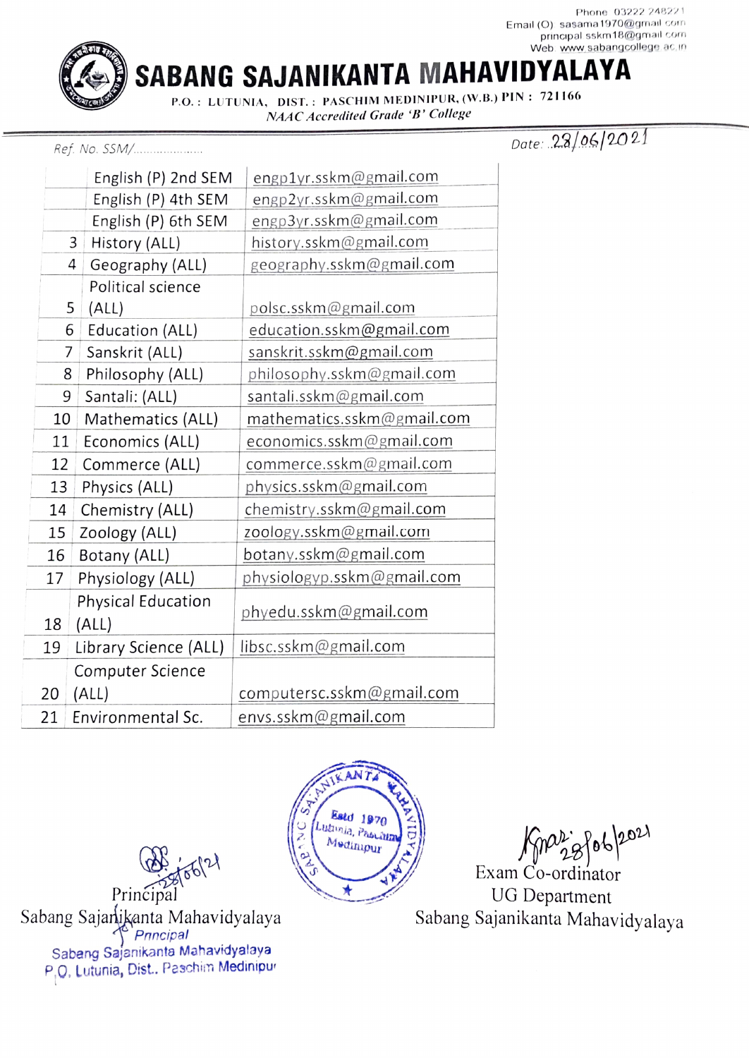# SABANG SAJANIKANTA MAHAVIDYALAYA

P.O.: LUTUNIA, DIST.: PASCHIM MEDINIPUR, (W.B.) PIN: 721166

*NAAC Accredited Grade 'B' College*

Phone 03222 248221
Email (O) sasama1970@gmail.com
principal.sskm18@gmail.com
Web www.sabangcollege.ac.in

Ref. No. SSM/.................... Date: 28/06/2021

| | | |
|---|---|---|
| | English (P) 2nd SEM | engp1yr.sskm@gmail.com |
| | English (P) 4th SEM | engp2yr.sskm@gmail.com |
| | English (P) 6th SEM | engp3yr.sskm@gmail.com |
| 3 | History (ALL) | history.sskm@gmail.com |
| 4 | Geography (ALL) | geography.sskm@gmail.com |
| 5 | Political science (ALL) | polsc.sskm@gmail.com |
| 6 | Education (ALL) | education.sskm@gmail.com |
| 7 | Sanskrit (ALL) | sanskrit.sskm@gmail.com |
| 8 | Philosophy (ALL) | philosophy.sskm@gmail.com |
| 9 | Santali: (ALL) | santali.sskm@gmail.com |
| 10 | Mathematics (ALL) | mathematics.sskm@gmail.com |
| 11 | Economics (ALL) | economics.sskm@gmail.com |
| 12 | Commerce (ALL) | commerce.sskm@gmail.com |
| 13 | Physics (ALL) | physics.sskm@gmail.com |
| 14 | Chemistry (ALL) | chemistry.sskm@gmail.com |
| 15 | Zoology (ALL) | zoology.sskm@gmail.com |
| 16 | Botany (ALL) | botany.sskm@gmail.com |
| 17 | Physiology (ALL) | physiologyp.sskm@gmail.com |
| 18 | Physical Education (ALL) | phyedu.sskm@gmail.com |
| 19 | Library Science (ALL) | libsc.sskm@gmail.com |
| 20 | Computer Science (ALL) | computersc.sskm@gmail.com |
| 21 | Environmental Sc. | envs.sskm@gmail.com |

28/06/21
Principal
Sabang Sajanikanta Mahavidyalaya

Principal
Sabang Sajanikanta Mahavidyalaya
P.O. Lutunia, Dist.. Paschim Medinipur

28/06/2021
Exam Co-ordinator
UG Department
Sabang Sajanikanta Mahavidyalaya